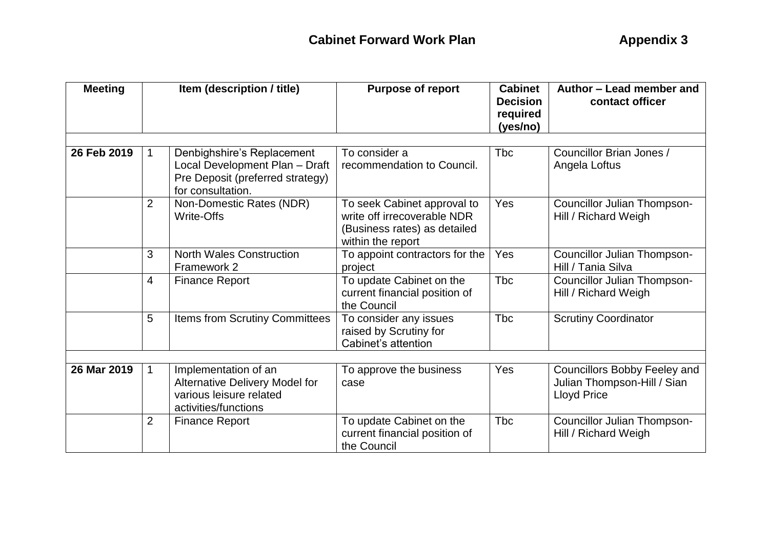# Cabinet Forward Work Plan

**Appendix 3**

| Meeting | | Item (description / title) | Purpose of report | Cabinet Decision required (yes/no) | Author – Lead member and contact officer |
|---|---|---|---|---|---|
| | | | | | |
| **26 Feb 2019** | 1 | Denbighshire's Replacement Local Development Plan – Draft Pre Deposit (preferred strategy) for consultation. | To consider a recommendation to Council. | Tbc | Councillor Brian Jones / Angela Loftus |
| | 2 | Non-Domestic Rates (NDR) Write-Offs | To seek Cabinet approval to write off irrecoverable NDR (Business rates) as detailed within the report | Yes | Councillor Julian Thompson-Hill / Richard Weigh |
| | 3 | North Wales Construction Framework 2 | To appoint contractors for the project | Yes | Councillor Julian Thompson-Hill / Tania Silva |
| | 4 | Finance Report | To update Cabinet on the current financial position of the Council | Tbc | Councillor Julian Thompson-Hill / Richard Weigh |
| | 5 | Items from Scrutiny Committees | To consider any issues raised by Scrutiny for Cabinet's attention | Tbc | Scrutiny Coordinator |
| | | | | | |
| **26 Mar 2019** | 1 | Implementation of an Alternative Delivery Model for various leisure related activities/functions | To approve the business case | Yes | Councillors Bobby Feeley and Julian Thompson-Hill / Sian Lloyd Price |
| | 2 | Finance Report | To update Cabinet on the current financial position of the Council | Tbc | Councillor Julian Thompson-Hill / Richard Weigh |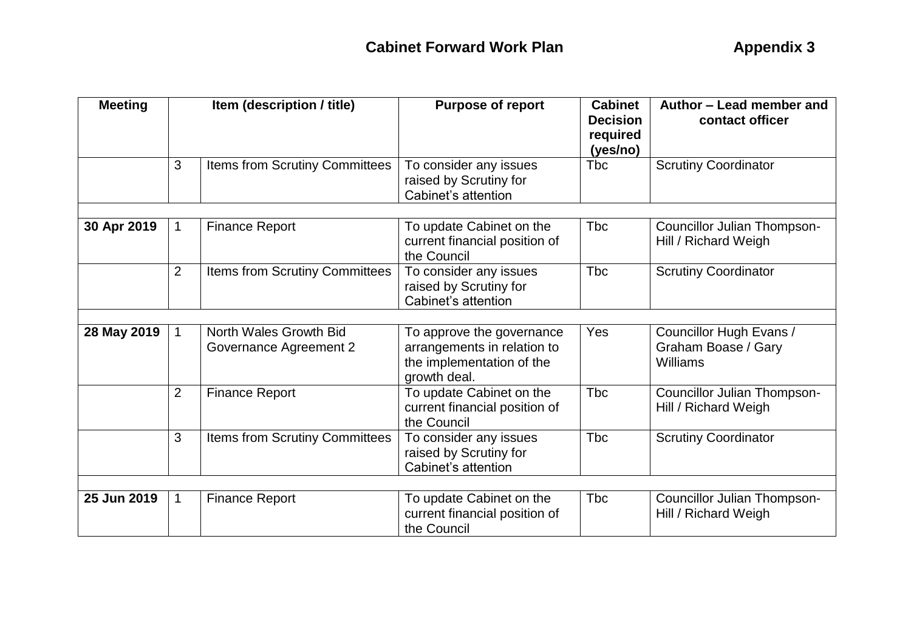## Cabinet Forward Work Plan

**Appendix 3**

| Meeting | Item (description / title) | | Purpose of report | Cabinet Decision required (yes/no) | Author – Lead member and contact officer |
|---|---|---|---|---|---|
| | 3 | Items from Scrutiny Committees | To consider any issues raised by Scrutiny for Cabinet's attention | Tbc | Scrutiny Coordinator |
| | | | | | |
| **30 Apr 2019** | 1 | Finance Report | To update Cabinet on the current financial position of the Council | Tbc | Councillor Julian Thompson-Hill / Richard Weigh |
| | 2 | Items from Scrutiny Committees | To consider any issues raised by Scrutiny for Cabinet's attention | Tbc | Scrutiny Coordinator |
| | | | | | |
| **28 May 2019** | 1 | North Wales Growth Bid Governance Agreement 2 | To approve the governance arrangements in relation to the implementation of the growth deal. | Yes | Councillor Hugh Evans / Graham Boase / Gary Williams |
| | 2 | Finance Report | To update Cabinet on the current financial position of the Council | Tbc | Councillor Julian Thompson-Hill / Richard Weigh |
| | 3 | Items from Scrutiny Committees | To consider any issues raised by Scrutiny for Cabinet's attention | Tbc | Scrutiny Coordinator |
| | | | | | |
| **25 Jun 2019** | 1 | Finance Report | To update Cabinet on the current financial position of the Council | Tbc | Councillor Julian Thompson-Hill / Richard Weigh |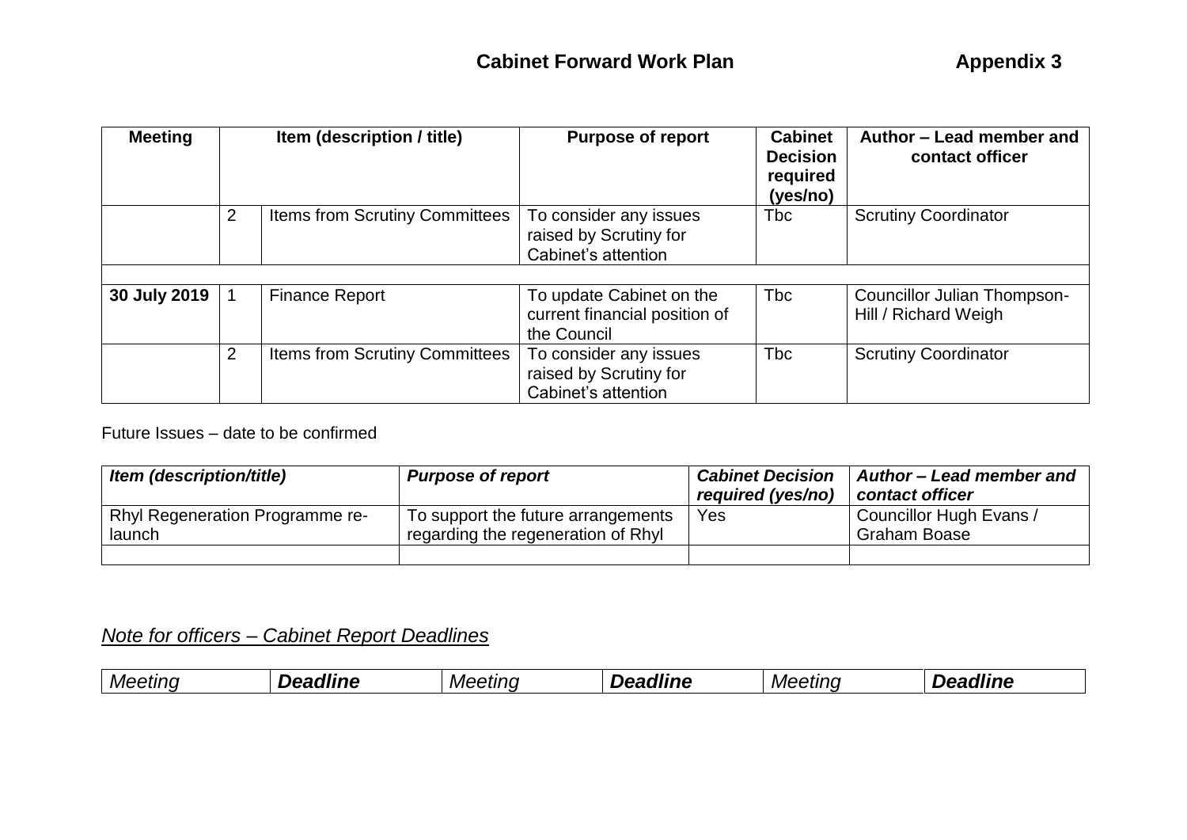**Cabinet Forward Work Plan** **Appendix 3**

| Meeting | | Item (description / title) | Purpose of report | Cabinet Decision required (yes/no) | Author – Lead member and contact officer |
|---|---|---|---|---|---|
| | 2 | Items from Scrutiny Committees | To consider any issues raised by Scrutiny for Cabinet's attention | Tbc | Scrutiny Coordinator |
| | | | | | |
| **30 July 2019** | 1 | Finance Report | To update Cabinet on the current financial position of the Council | Tbc | Councillor Julian Thompson-Hill / Richard Weigh |
| | 2 | Items from Scrutiny Committees | To consider any issues raised by Scrutiny for Cabinet's attention | Tbc | Scrutiny Coordinator |

Future Issues – date to be confirmed

| *Item (description/title)* | *Purpose of report* | *Cabinet Decision required (yes/no)* | *Author – Lead member and contact officer* |
|---|---|---|---|
| Rhyl Regeneration Programme re-launch | To support the future arrangements regarding the regeneration of Rhyl | Yes | Councillor Hugh Evans / Graham Boase |
| | | | |

## *Note for officers – Cabinet Report Deadlines*

| *Meeting* | ***Deadline*** | *Meeting* | ***Deadline*** | *Meeting* | ***Deadline*** |
|---|---|---|---|---|---|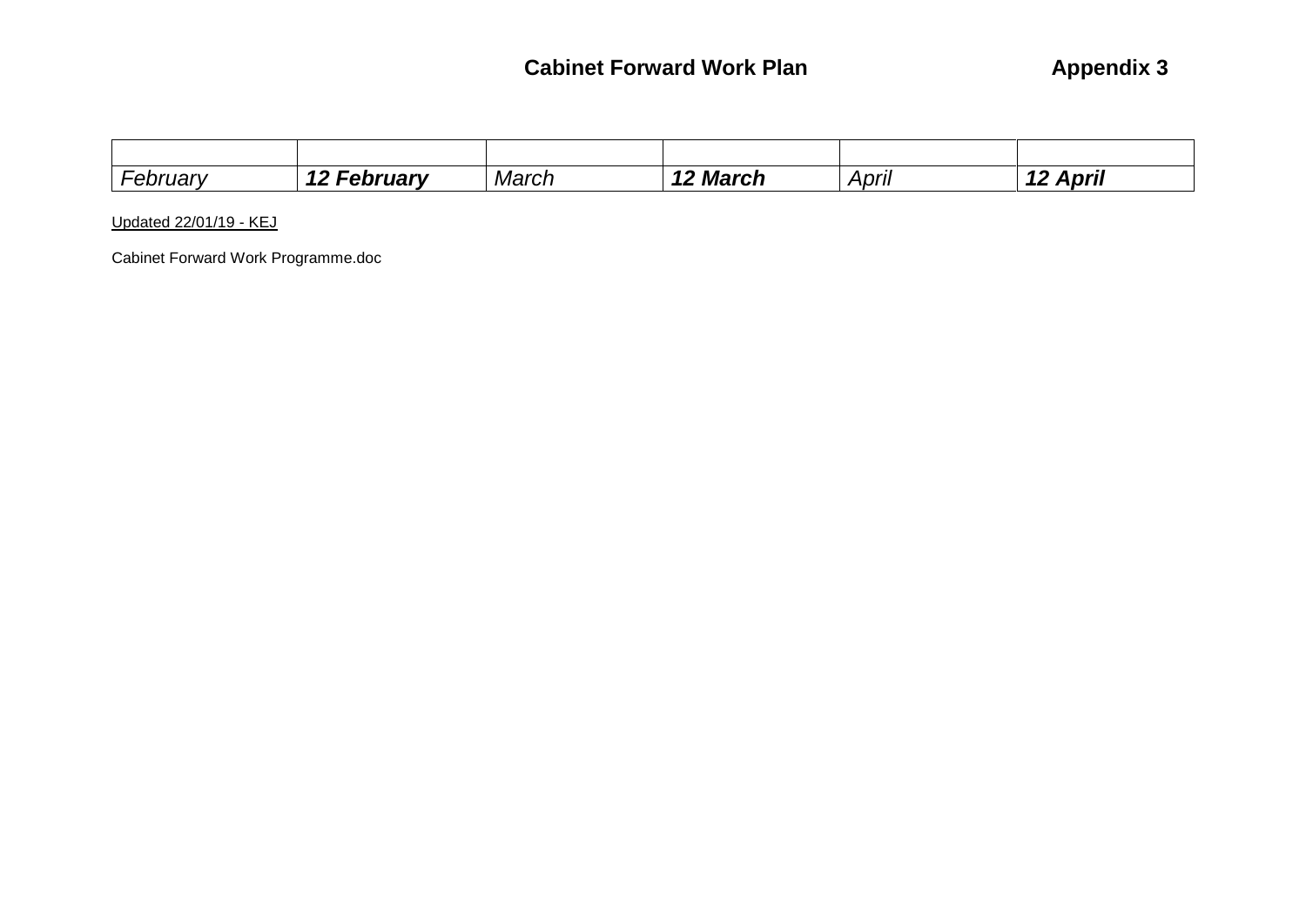## Cabinet Forward Work Plan

**Appendix 3**

| | | | | | |
|---|---|---|---|---|---|
| | | | | | |
| *February* | ***12 February*** | *March* | ***12 March*** | *April* | ***12 April*** |

Updated 22/01/19 - KEJ

Cabinet Forward Work Programme.doc